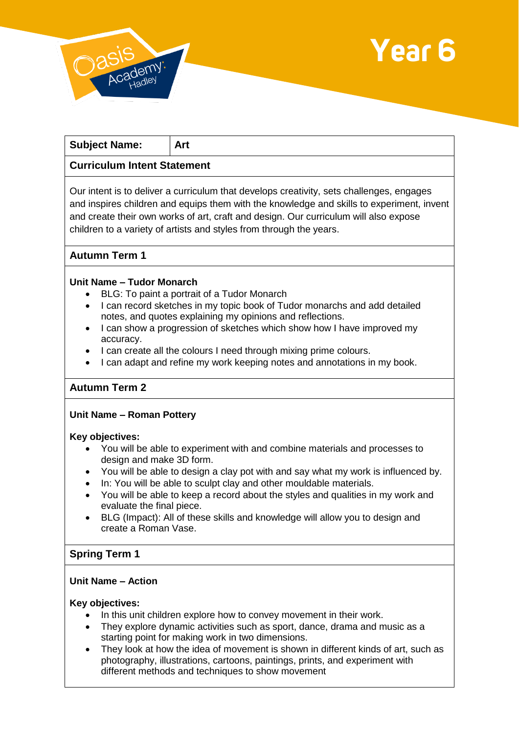# Year 6

| **Subject Name:** | **Art** |
|---|---|

## Curriculum Intent Statement

Our intent is to deliver a curriculum that develops creativity, sets challenges, engages and inspires children and equips them with the knowledge and skills to experiment, invent and create their own works of art, craft and design. Our curriculum will also expose children to a variety of artists and styles from through the years.

## Autumn Term 1

**Unit Name – Tudor Monarch**

- BLG: To paint a portrait of a Tudor Monarch
- I can record sketches in my topic book of Tudor monarchs and add detailed notes, and quotes explaining my opinions and reflections.
- I can show a progression of sketches which show how I have improved my accuracy.
- I can create all the colours I need through mixing prime colours.
- I can adapt and refine my work keeping notes and annotations in my book.

## Autumn Term 2

**Unit Name – Roman Pottery**

**Key objectives:**

- You will be able to experiment with and combine materials and processes to design and make 3D form.
- You will be able to design a clay pot with and say what my work is influenced by.
- In: You will be able to sculpt clay and other mouldable materials.
- You will be able to keep a record about the styles and qualities in my work and evaluate the final piece.
- BLG (Impact): All of these skills and knowledge will allow you to design and create a Roman Vase.

## Spring Term 1

**Unit Name – Action**

**Key objectives:**

- In this unit children explore how to convey movement in their work.
- They explore dynamic activities such as sport, dance, drama and music as a starting point for making work in two dimensions.
- They look at how the idea of movement is shown in different kinds of art, such as photography, illustrations, cartoons, paintings, prints, and experiment with different methods and techniques to show movement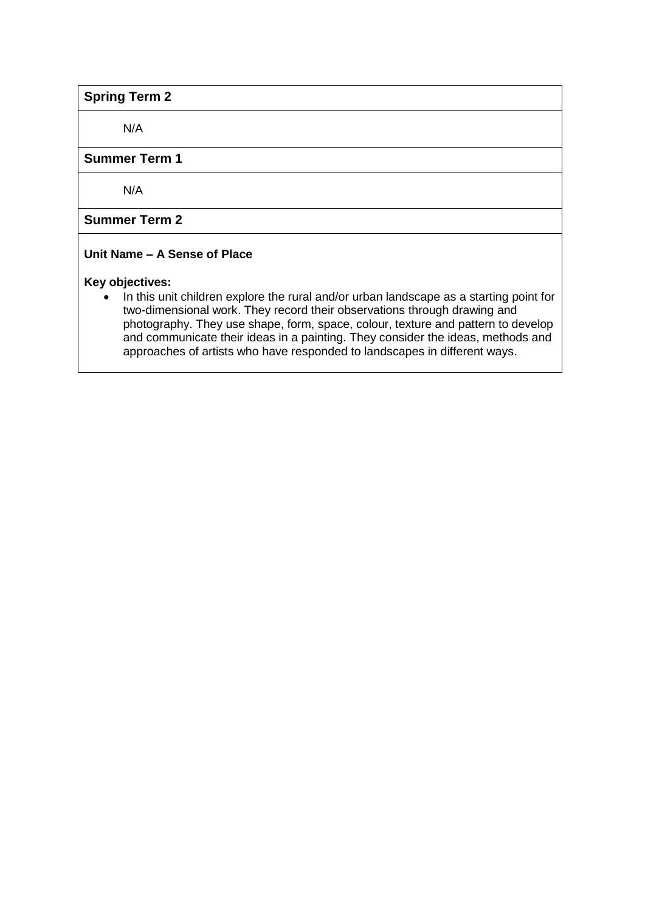**Spring Term 2**

N/A

**Summer Term 1**

N/A

**Summer Term 2**

**Unit Name – A Sense of Place**

**Key objectives:**

- In this unit children explore the rural and/or urban landscape as a starting point for two-dimensional work. They record their observations through drawing and photography. They use shape, form, space, colour, texture and pattern to develop and communicate their ideas in a painting. They consider the ideas, methods and approaches of artists who have responded to landscapes in different ways.